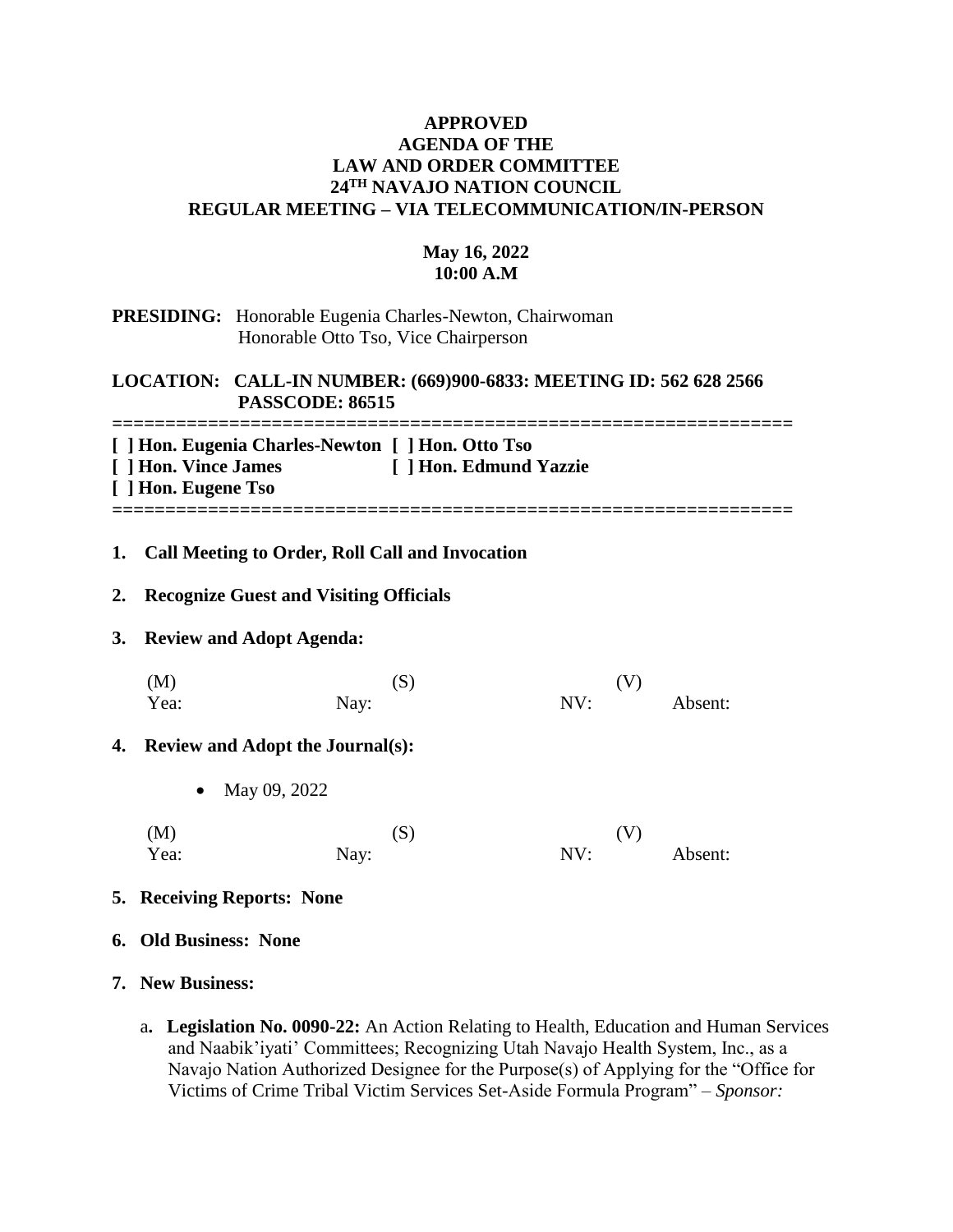**APPROVED**
**AGENDA OF THE**
**LAW AND ORDER COMMITTEE**
**24TH NAVAJO NATION COUNCIL**
**REGULAR MEETING – VIA TELECOMMUNICATION/IN-PERSON**

**May 16, 2022**
**10:00 A.M**

**PRESIDING:** Honorable Eugenia Charles-Newton, Chairwoman
Honorable Otto Tso, Vice Chairperson

**LOCATION: CALL-IN NUMBER: (669)900-6833: MEETING ID: 562 628 2566**
**PASSCODE: 86515**

=================================================================

**[ ] Hon. Eugenia Charles-Newton [ ] Hon. Otto Tso**
**[ ] Hon. Vince James [ ] Hon. Edmund Yazzie**
**[ ] Hon. Eugene Tso**

=================================================================

1. **Call Meeting to Order, Roll Call and Invocation**

2. **Recognize Guest and Visiting Officials**

3. **Review and Adopt Agenda:**

   (M) (S) (V)
   Yea: Nay: NV: Absent:

4. **Review and Adopt the Journal(s):**

   - May 09, 2022

   (M) (S) (V)
   Yea: Nay: NV: Absent:

5. **Receiving Reports: None**

6. **Old Business: None**

7. **New Business:**

   a. **Legislation No. 0090-22:** An Action Relating to Health, Education and Human Services and Naabik'iyati' Committees; Recognizing Utah Navajo Health System, Inc., as a Navajo Nation Authorized Designee for the Purpose(s) of Applying for the "Office for Victims of Crime Tribal Victim Services Set-Aside Formula Program" – *Sponsor:*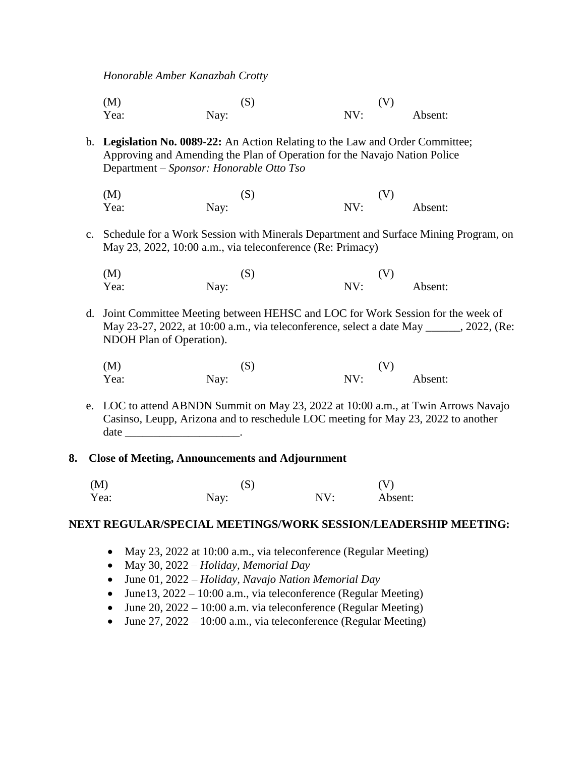*Honorable Amber Kanazbah Crotty*

(M) (S) (V)
Yea: Nay: NV: Absent:

b. **Legislation No. 0089-22:** An Action Relating to the Law and Order Committee; Approving and Amending the Plan of Operation for the Navajo Nation Police Department – *Sponsor: Honorable Otto Tso*

(M) (S) (V)
Yea: Nay: NV: Absent:

c. Schedule for a Work Session with Minerals Department and Surface Mining Program, on May 23, 2022, 10:00 a.m., via teleconference (Re: Primacy)

(M) (S) (V)
Yea: Nay: NV: Absent:

d. Joint Committee Meeting between HEHSC and LOC for Work Session for the week of May 23-27, 2022, at 10:00 a.m., via teleconference, select a date May ______, 2022, (Re: NDOH Plan of Operation).

(M) (S) (V)
Yea: Nay: NV: Absent:

e. LOC to attend ABNDN Summit on May 23, 2022 at 10:00 a.m., at Twin Arrows Navajo Casinso, Leupp, Arizona and to reschedule LOC meeting for May 23, 2022 to another date ____________________.

**8. Close of Meeting, Announcements and Adjournment**

(M) (S) (V)
Yea: Nay: NV: Absent:

**NEXT REGULAR/SPECIAL MEETINGS/WORK SESSION/LEADERSHIP MEETING:**

- May 23, 2022 at 10:00 a.m., via teleconference (Regular Meeting)
- May 30, 2022 – *Holiday, Memorial Day*
- June 01, 2022 – *Holiday, Navajo Nation Memorial Day*
- June13, 2022 – 10:00 a.m., via teleconference (Regular Meeting)
- June 20, 2022 – 10:00 a.m. via teleconference (Regular Meeting)
- June 27, 2022 – 10:00 a.m., via teleconference (Regular Meeting)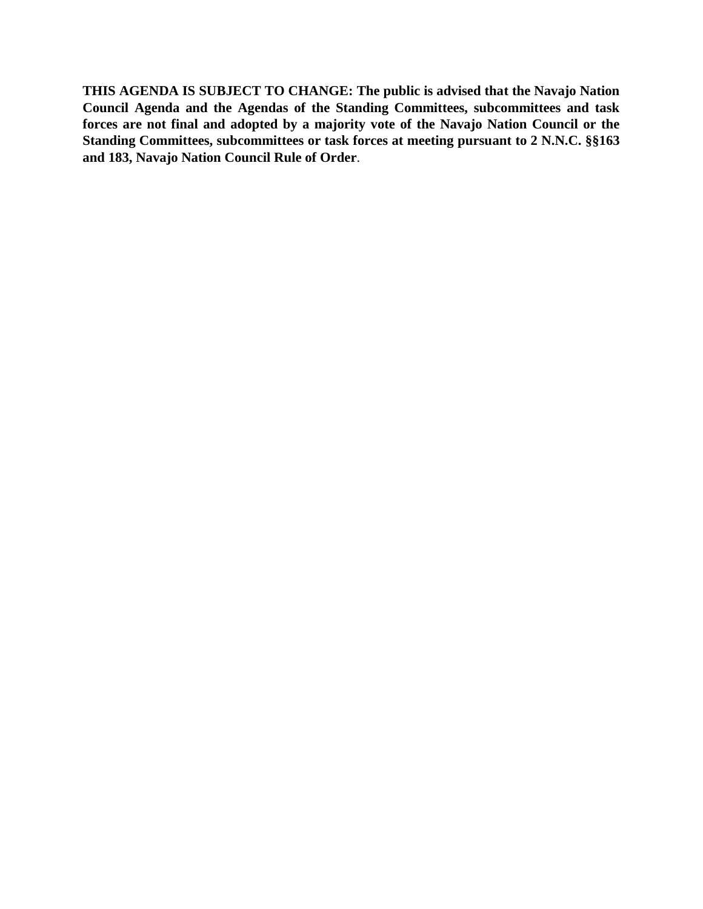**THIS AGENDA IS SUBJECT TO CHANGE: The public is advised that the Navajo Nation Council Agenda and the Agendas of the Standing Committees, subcommittees and task forces are not final and adopted by a majority vote of the Navajo Nation Council or the Standing Committees, subcommittees or task forces at meeting pursuant to 2 N.N.C. §§163 and 183, Navajo Nation Council Rule of Order**.